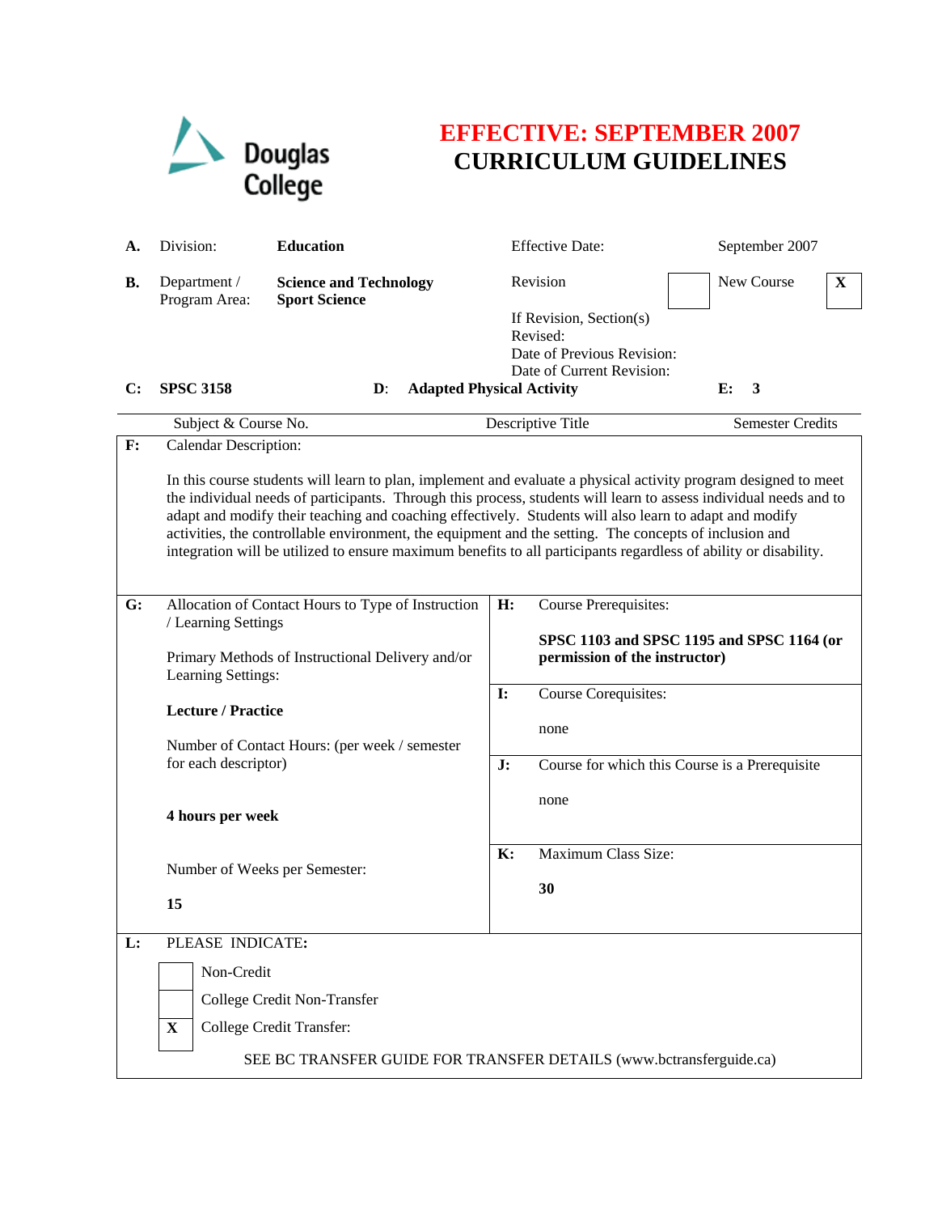Douglas College

# EFFECTIVE: SEPTEMBER 2007
# CURRICULUM GUIDELINES

**A.** Division: **Education**

Effective Date: September 2007

**B.** Department / Program Area: **Science and Technology Sport Science**

Revision [ ] New Course [X]

If Revision, Section(s) Revised:

Date of Previous Revision:

Date of Current Revision:

| C: | D: | E: |
|---|---|---|
| **SPSC 3158** | **Adapted Physical Activity** | **3** |
| Subject & Course No. | Descriptive Title | Semester Credits |

**F:** Calendar Description:

In this course students will learn to plan, implement and evaluate a physical activity program designed to meet the individual needs of participants. Through this process, students will learn to assess individual needs and to adapt and modify their teaching and coaching effectively. Students will also learn to adapt and modify activities, the controllable environment, the equipment and the setting. The concepts of inclusion and integration will be utilized to ensure maximum benefits to all participants regardless of ability or disability.

**G:** Allocation of Contact Hours to Type of Instruction / Learning Settings

Primary Methods of Instructional Delivery and/or Learning Settings:

**Lecture / Practice**

Number of Contact Hours: (per week / semester for each descriptor)

**4 hours per week**

Number of Weeks per Semester:

**15**

**H:** Course Prerequisites:

**SPSC 1103 and SPSC 1195 and SPSC 1164 (or permission of the instructor)**

**I:** Course Corequisites:

none

**J:** Course for which this Course is a Prerequisite

none

**K:** Maximum Class Size:

**30**

**L:** PLEASE INDICATE:

- [ ] Non-Credit
- [ ] College Credit Non-Transfer
- [X] College Credit Transfer:

SEE BC TRANSFER GUIDE FOR TRANSFER DETAILS (www.bctransferguide.ca)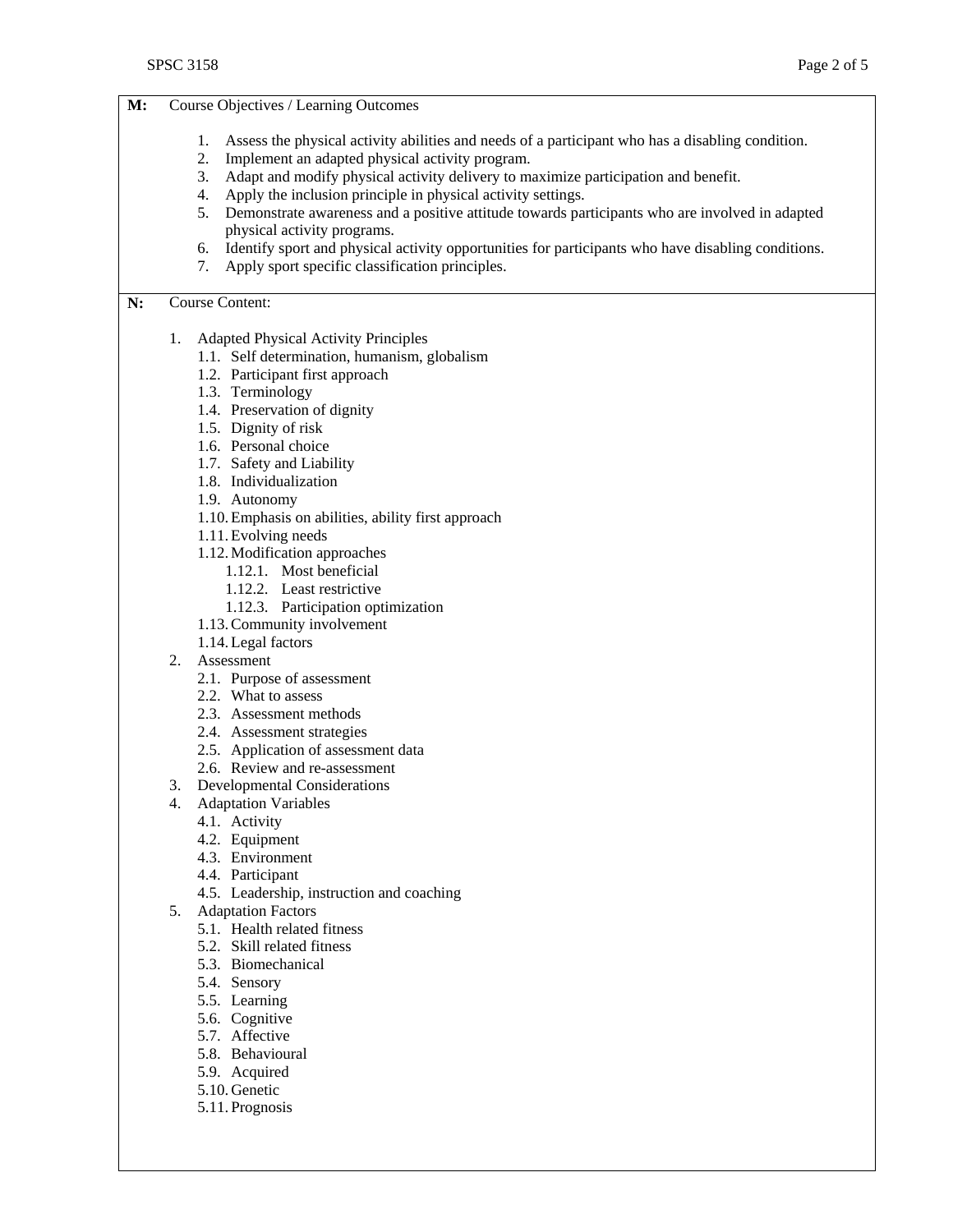**M:** Course Objectives / Learning Outcomes

1. Assess the physical activity abilities and needs of a participant who has a disabling condition.
2. Implement an adapted physical activity program.
3. Adapt and modify physical activity delivery to maximize participation and benefit.
4. Apply the inclusion principle in physical activity settings.
5. Demonstrate awareness and a positive attitude towards participants who are involved in adapted physical activity programs.
6. Identify sport and physical activity opportunities for participants who have disabling conditions.
7. Apply sport specific classification principles.

**N:** Course Content:

1. Adapted Physical Activity Principles
   - 1.1. Self determination, humanism, globalism
   - 1.2. Participant first approach
   - 1.3. Terminology
   - 1.4. Preservation of dignity
   - 1.5. Dignity of risk
   - 1.6. Personal choice
   - 1.7. Safety and Liability
   - 1.8. Individualization
   - 1.9. Autonomy
   - 1.10. Emphasis on abilities, ability first approach
   - 1.11. Evolving needs
   - 1.12. Modification approaches
     - 1.12.1. Most beneficial
     - 1.12.2. Least restrictive
     - 1.12.3. Participation optimization
   - 1.13. Community involvement
   - 1.14. Legal factors
2. Assessment
   - 2.1. Purpose of assessment
   - 2.2. What to assess
   - 2.3. Assessment methods
   - 2.4. Assessment strategies
   - 2.5. Application of assessment data
   - 2.6. Review and re-assessment
3. Developmental Considerations
4. Adaptation Variables
   - 4.1. Activity
   - 4.2. Equipment
   - 4.3. Environment
   - 4.4. Participant
   - 4.5. Leadership, instruction and coaching
5. Adaptation Factors
   - 5.1. Health related fitness
   - 5.2. Skill related fitness
   - 5.3. Biomechanical
   - 5.4. Sensory
   - 5.5. Learning
   - 5.6. Cognitive
   - 5.7. Affective
   - 5.8. Behavioural
   - 5.9. Acquired
   - 5.10. Genetic
   - 5.11. Prognosis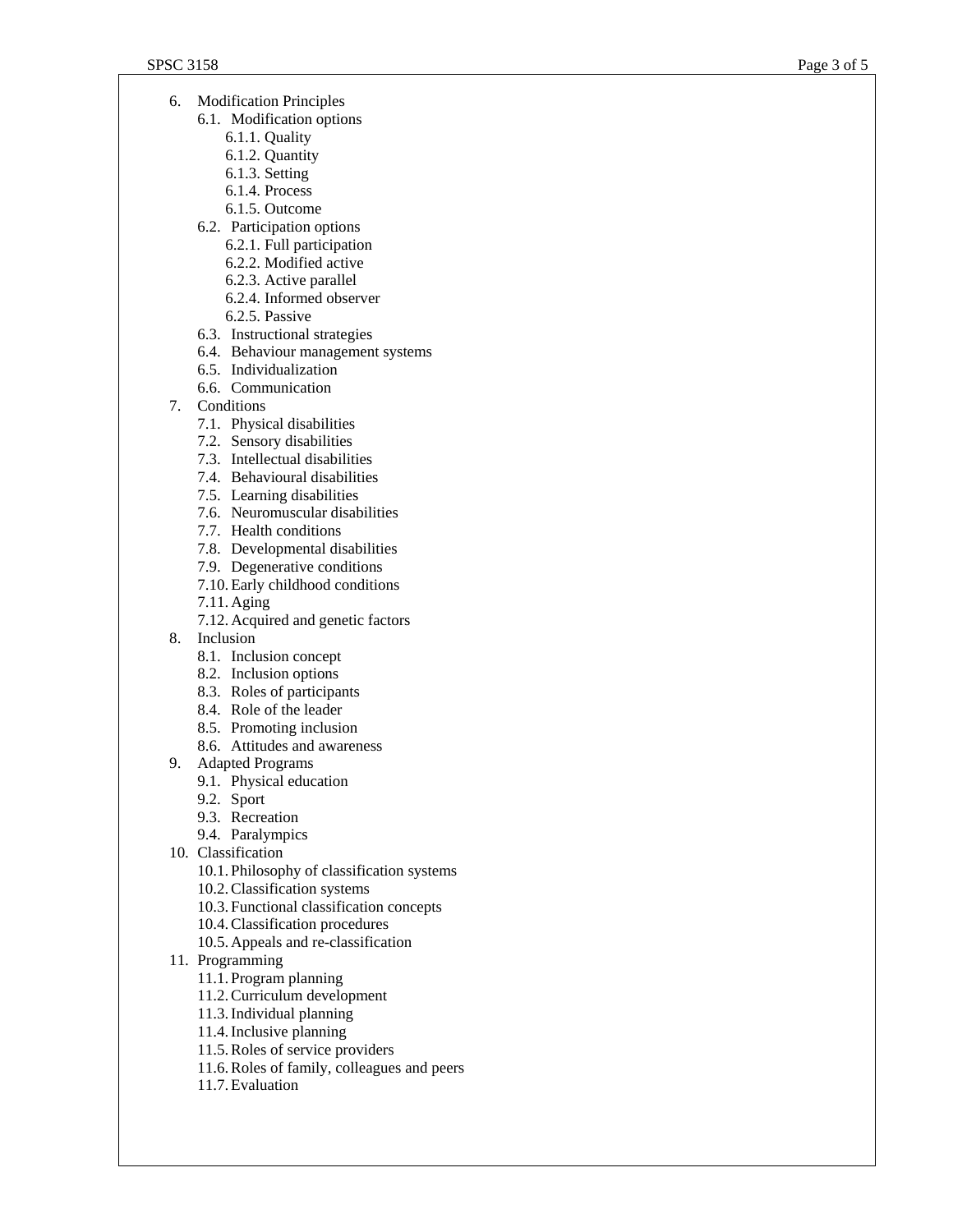6. Modification Principles
    6.1. Modification options
        6.1.1. Quality
        6.1.2. Quantity
        6.1.3. Setting
        6.1.4. Process
        6.1.5. Outcome
    6.2. Participation options
        6.2.1. Full participation
        6.2.2. Modified active
        6.2.3. Active parallel
        6.2.4. Informed observer
        6.2.5. Passive
    6.3. Instructional strategies
    6.4. Behaviour management systems
    6.5. Individualization
    6.6. Communication
7. Conditions
    7.1. Physical disabilities
    7.2. Sensory disabilities
    7.3. Intellectual disabilities
    7.4. Behavioural disabilities
    7.5. Learning disabilities
    7.6. Neuromuscular disabilities
    7.7. Health conditions
    7.8. Developmental disabilities
    7.9. Degenerative conditions
    7.10. Early childhood conditions
    7.11. Aging
    7.12. Acquired and genetic factors
8. Inclusion
    8.1. Inclusion concept
    8.2. Inclusion options
    8.3. Roles of participants
    8.4. Role of the leader
    8.5. Promoting inclusion
    8.6. Attitudes and awareness
9. Adapted Programs
    9.1. Physical education
    9.2. Sport
    9.3. Recreation
    9.4. Paralympics
10. Classification
    10.1. Philosophy of classification systems
    10.2. Classification systems
    10.3. Functional classification concepts
    10.4. Classification procedures
    10.5. Appeals and re-classification
11. Programming
    11.1. Program planning
    11.2. Curriculum development
    11.3. Individual planning
    11.4. Inclusive planning
    11.5. Roles of service providers
    11.6. Roles of family, colleagues and peers
    11.7. Evaluation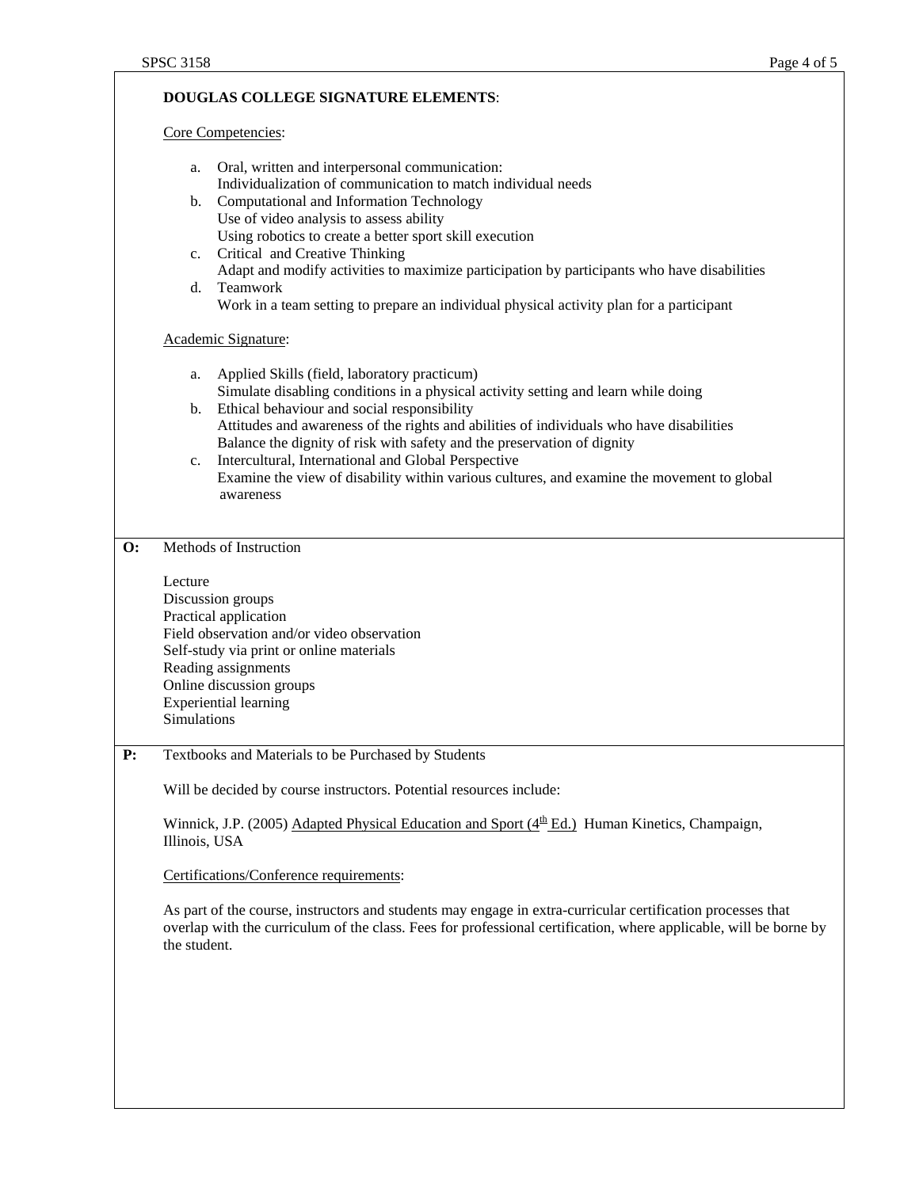**DOUGLAS COLLEGE SIGNATURE ELEMENTS**:

Core Competencies:

a. Oral, written and interpersonal communication:
   Individualization of communication to match individual needs
b. Computational and Information Technology
   Use of video analysis to assess ability
   Using robotics to create a better sport skill execution
c. Critical and Creative Thinking
   Adapt and modify activities to maximize participation by participants who have disabilities
d. Teamwork
   Work in a team setting to prepare an individual physical activity plan for a participant

Academic Signature:

a. Applied Skills (field, laboratory practicum)
   Simulate disabling conditions in a physical activity setting and learn while doing
b. Ethical behaviour and social responsibility
   Attitudes and awareness of the rights and abilities of individuals who have disabilities
   Balance the dignity of risk with safety and the preservation of dignity
c. Intercultural, International and Global Perspective
   Examine the view of disability within various cultures, and examine the movement to global awareness

**O:** Methods of Instruction

Lecture
Discussion groups
Practical application
Field observation and/or video observation
Self-study via print or online materials
Reading assignments
Online discussion groups
Experiential learning
Simulations

**P:** Textbooks and Materials to be Purchased by Students

Will be decided by course instructors. Potential resources include:

Winnick, J.P. (2005) Adapted Physical Education and Sport (4th Ed.) Human Kinetics, Champaign, Illinois, USA

Certifications/Conference requirements:

As part of the course, instructors and students may engage in extra-curricular certification processes that overlap with the curriculum of the class. Fees for professional certification, where applicable, will be borne by the student.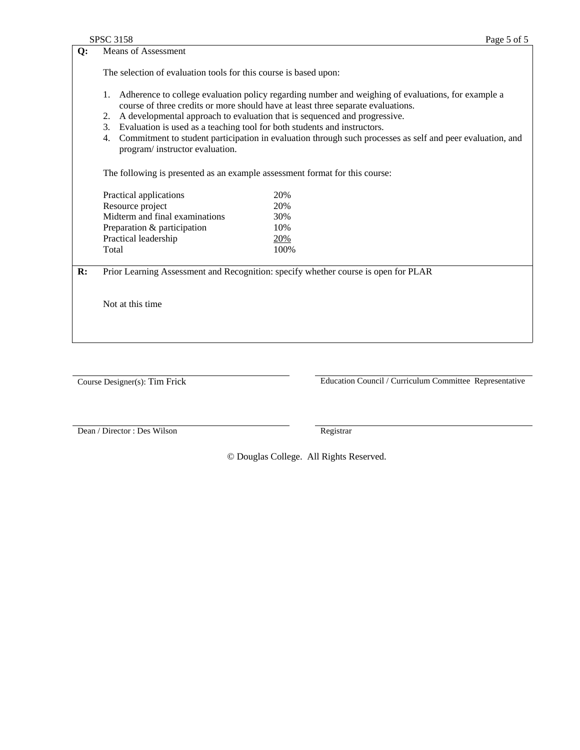**Q:** Means of Assessment

The selection of evaluation tools for this course is based upon:

1. Adherence to college evaluation policy regarding number and weighing of evaluations, for example a course of three credits or more should have at least three separate evaluations.
2. A developmental approach to evaluation that is sequenced and progressive.
3. Evaluation is used as a teaching tool for both students and instructors.
4. Commitment to student participation in evaluation through such processes as self and peer evaluation, and program/ instructor evaluation.

The following is presented as an example assessment format for this course:

| | |
|---|---|
| Practical applications | 20% |
| Resource project | 20% |
| Midterm and final examinations | 30% |
| Preparation & participation | 10% |
| Practical leadership | 20% |
| Total | 100% |

**R:** Prior Learning Assessment and Recognition: specify whether course is open for PLAR

Not at this time

Course Designer(s): Tim Frick

Education Council / Curriculum Committee Representative

Dean / Director : Des Wilson

Registrar

© Douglas College. All Rights Reserved.